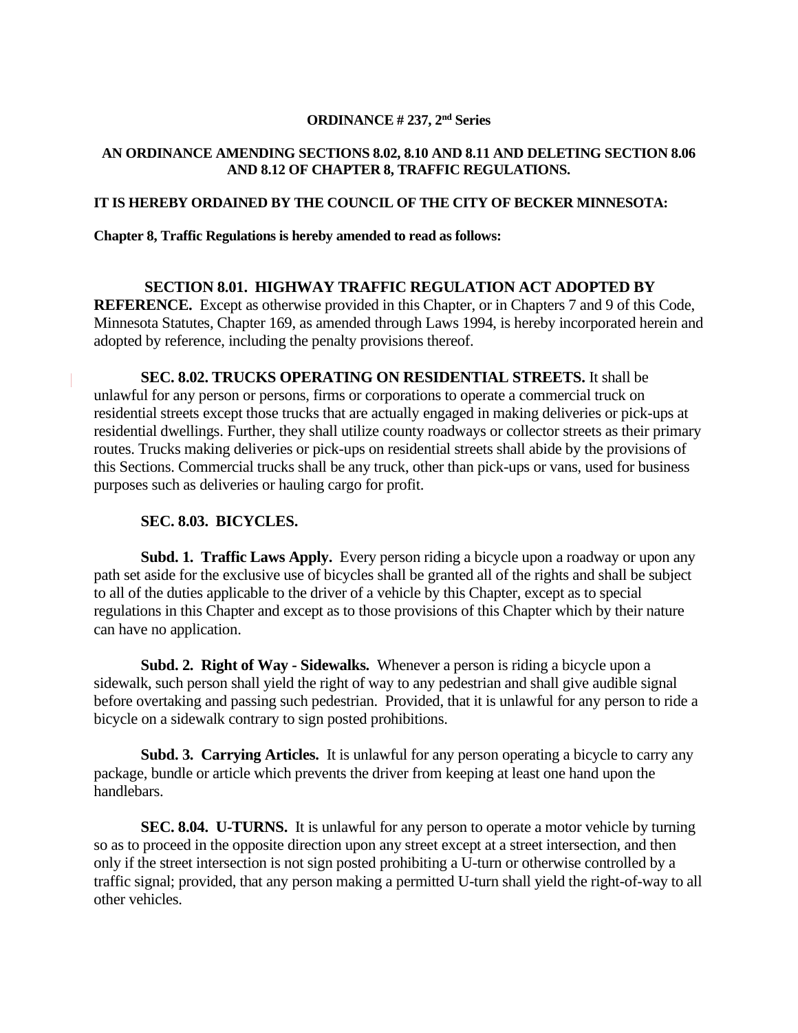**ORDINANCE # 237, 2nd Series**

**AN ORDINANCE AMENDING SECTIONS 8.02, 8.10 AND 8.11 AND DELETING SECTION 8.06 AND 8.12 OF CHAPTER 8, TRAFFIC REGULATIONS.**

**IT IS HEREBY ORDAINED BY THE COUNCIL OF THE CITY OF BECKER MINNESOTA:**

**Chapter 8, Traffic Regulations is hereby amended to read as follows:**

**SECTION 8.01. HIGHWAY TRAFFIC REGULATION ACT ADOPTED BY REFERENCE.** Except as otherwise provided in this Chapter, or in Chapters 7 and 9 of this Code, Minnesota Statutes, Chapter 169, as amended through Laws 1994, is hereby incorporated herein and adopted by reference, including the penalty provisions thereof.

**SEC. 8.02. TRUCKS OPERATING ON RESIDENTIAL STREETS.** It shall be unlawful for any person or persons, firms or corporations to operate a commercial truck on residential streets except those trucks that are actually engaged in making deliveries or pick-ups at residential dwellings. Further, they shall utilize county roadways or collector streets as their primary routes. Trucks making deliveries or pick-ups on residential streets shall abide by the provisions of this Sections. Commercial trucks shall be any truck, other than pick-ups or vans, used for business purposes such as deliveries or hauling cargo for profit.

**SEC. 8.03. BICYCLES.**

**Subd. 1. Traffic Laws Apply.** Every person riding a bicycle upon a roadway or upon any path set aside for the exclusive use of bicycles shall be granted all of the rights and shall be subject to all of the duties applicable to the driver of a vehicle by this Chapter, except as to special regulations in this Chapter and except as to those provisions of this Chapter which by their nature can have no application.

**Subd. 2. Right of Way - Sidewalks.** Whenever a person is riding a bicycle upon a sidewalk, such person shall yield the right of way to any pedestrian and shall give audible signal before overtaking and passing such pedestrian. Provided, that it is unlawful for any person to ride a bicycle on a sidewalk contrary to sign posted prohibitions.

**Subd. 3. Carrying Articles.** It is unlawful for any person operating a bicycle to carry any package, bundle or article which prevents the driver from keeping at least one hand upon the handlebars.

**SEC. 8.04. U-TURNS.** It is unlawful for any person to operate a motor vehicle by turning so as to proceed in the opposite direction upon any street except at a street intersection, and then only if the street intersection is not sign posted prohibiting a U-turn or otherwise controlled by a traffic signal; provided, that any person making a permitted U-turn shall yield the right-of-way to all other vehicles.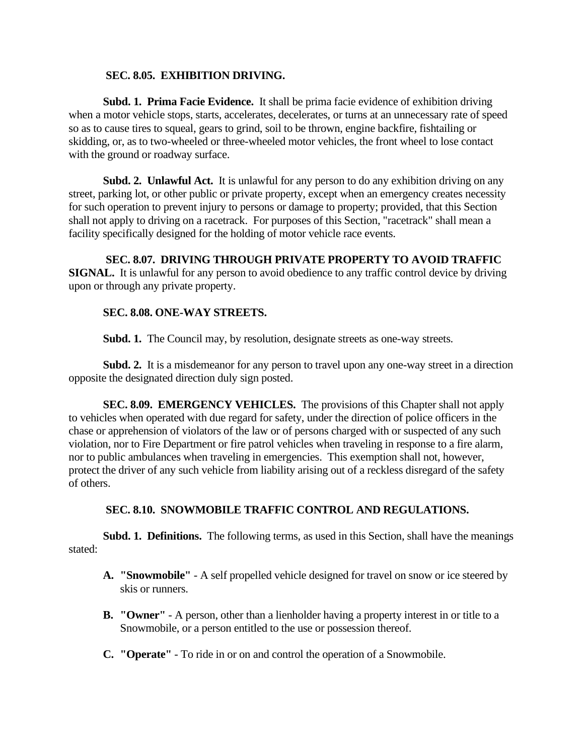**SEC. 8.05. EXHIBITION DRIVING.**

**Subd. 1. Prima Facie Evidence.** It shall be prima facie evidence of exhibition driving when a motor vehicle stops, starts, accelerates, decelerates, or turns at an unnecessary rate of speed so as to cause tires to squeal, gears to grind, soil to be thrown, engine backfire, fishtailing or skidding, or, as to two-wheeled or three-wheeled motor vehicles, the front wheel to lose contact with the ground or roadway surface.

**Subd. 2. Unlawful Act.** It is unlawful for any person to do any exhibition driving on any street, parking lot, or other public or private property, except when an emergency creates necessity for such operation to prevent injury to persons or damage to property; provided, that this Section shall not apply to driving on a racetrack. For purposes of this Section, "racetrack" shall mean a facility specifically designed for the holding of motor vehicle race events.

**SEC. 8.07. DRIVING THROUGH PRIVATE PROPERTY TO AVOID TRAFFIC SIGNAL.** It is unlawful for any person to avoid obedience to any traffic control device by driving upon or through any private property.

**SEC. 8.08. ONE-WAY STREETS.**

**Subd. 1.** The Council may, by resolution, designate streets as one-way streets.

**Subd. 2.** It is a misdemeanor for any person to travel upon any one-way street in a direction opposite the designated direction duly sign posted.

**SEC. 8.09. EMERGENCY VEHICLES.** The provisions of this Chapter shall not apply to vehicles when operated with due regard for safety, under the direction of police officers in the chase or apprehension of violators of the law or of persons charged with or suspected of any such violation, nor to Fire Department or fire patrol vehicles when traveling in response to a fire alarm, nor to public ambulances when traveling in emergencies. This exemption shall not, however, protect the driver of any such vehicle from liability arising out of a reckless disregard of the safety of others.

**SEC. 8.10. SNOWMOBILE TRAFFIC CONTROL AND REGULATIONS.**

**Subd. 1. Definitions.** The following terms, as used in this Section, shall have the meanings stated:

**A. "Snowmobile"** - A self propelled vehicle designed for travel on snow or ice steered by skis or runners.

**B. "Owner"** - A person, other than a lienholder having a property interest in or title to a Snowmobile, or a person entitled to the use or possession thereof.

**C. "Operate"** - To ride in or on and control the operation of a Snowmobile.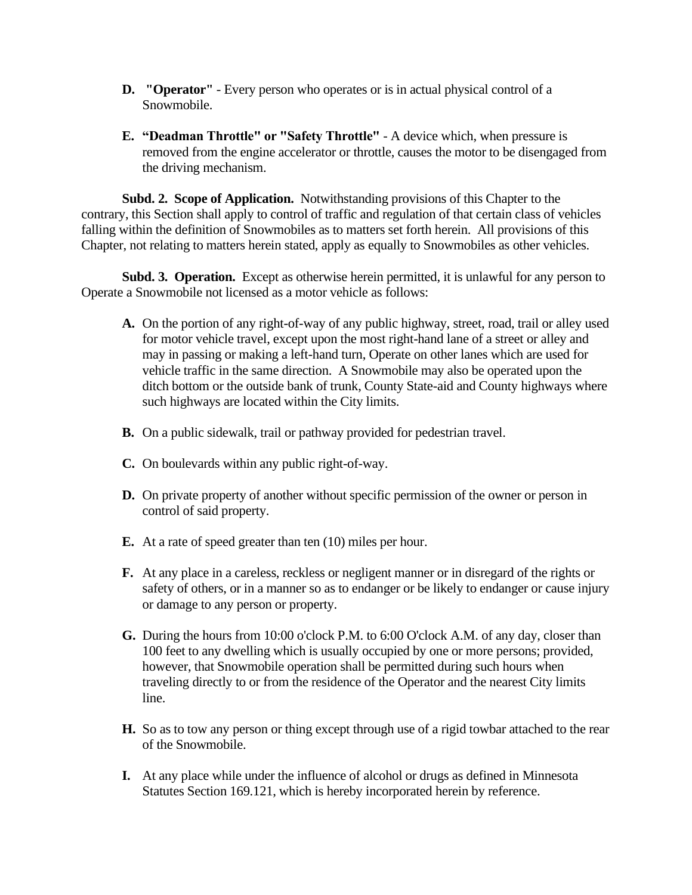**D. "Operator"** - Every person who operates or is in actual physical control of a Snowmobile.

**E. "Deadman Throttle" or "Safety Throttle"** - A device which, when pressure is removed from the engine accelerator or throttle, causes the motor to be disengaged from the driving mechanism.

**Subd. 2. Scope of Application.** Notwithstanding provisions of this Chapter to the contrary, this Section shall apply to control of traffic and regulation of that certain class of vehicles falling within the definition of Snowmobiles as to matters set forth herein. All provisions of this Chapter, not relating to matters herein stated, apply as equally to Snowmobiles as other vehicles.

**Subd. 3. Operation.** Except as otherwise herein permitted, it is unlawful for any person to Operate a Snowmobile not licensed as a motor vehicle as follows:

**A.** On the portion of any right-of-way of any public highway, street, road, trail or alley used for motor vehicle travel, except upon the most right-hand lane of a street or alley and may in passing or making a left-hand turn, Operate on other lanes which are used for vehicle traffic in the same direction. A Snowmobile may also be operated upon the ditch bottom or the outside bank of trunk, County State-aid and County highways where such highways are located within the City limits.

**B.** On a public sidewalk, trail or pathway provided for pedestrian travel.

**C.** On boulevards within any public right-of-way.

**D.** On private property of another without specific permission of the owner or person in control of said property.

**E.** At a rate of speed greater than ten (10) miles per hour.

**F.** At any place in a careless, reckless or negligent manner or in disregard of the rights or safety of others, or in a manner so as to endanger or be likely to endanger or cause injury or damage to any person or property.

**G.** During the hours from 10:00 o'clock P.M. to 6:00 O'clock A.M. of any day, closer than 100 feet to any dwelling which is usually occupied by one or more persons; provided, however, that Snowmobile operation shall be permitted during such hours when traveling directly to or from the residence of the Operator and the nearest City limits line.

**H.** So as to tow any person or thing except through use of a rigid towbar attached to the rear of the Snowmobile.

**I.** At any place while under the influence of alcohol or drugs as defined in Minnesota Statutes Section 169.121, which is hereby incorporated herein by reference.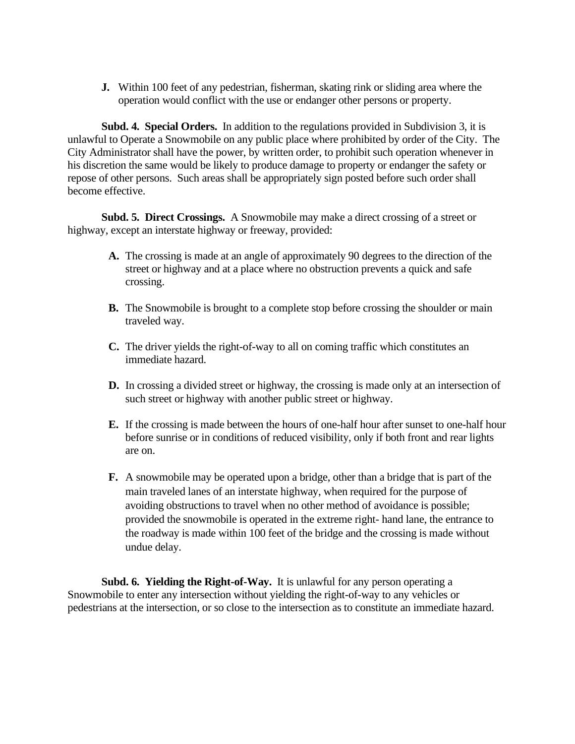**J.** Within 100 feet of any pedestrian, fisherman, skating rink or sliding area where the operation would conflict with the use or endanger other persons or property.

**Subd. 4. Special Orders.** In addition to the regulations provided in Subdivision 3, it is unlawful to Operate a Snowmobile on any public place where prohibited by order of the City. The City Administrator shall have the power, by written order, to prohibit such operation whenever in his discretion the same would be likely to produce damage to property or endanger the safety or repose of other persons. Such areas shall be appropriately sign posted before such order shall become effective.

**Subd. 5. Direct Crossings.** A Snowmobile may make a direct crossing of a street or highway, except an interstate highway or freeway, provided:

**A.** The crossing is made at an angle of approximately 90 degrees to the direction of the street or highway and at a place where no obstruction prevents a quick and safe crossing.

**B.** The Snowmobile is brought to a complete stop before crossing the shoulder or main traveled way.

**C.** The driver yields the right-of-way to all on coming traffic which constitutes an immediate hazard.

**D.** In crossing a divided street or highway, the crossing is made only at an intersection of such street or highway with another public street or highway.

**E.** If the crossing is made between the hours of one-half hour after sunset to one-half hour before sunrise or in conditions of reduced visibility, only if both front and rear lights are on.

**F.** A snowmobile may be operated upon a bridge, other than a bridge that is part of the main traveled lanes of an interstate highway, when required for the purpose of avoiding obstructions to travel when no other method of avoidance is possible; provided the snowmobile is operated in the extreme right- hand lane, the entrance to the roadway is made within 100 feet of the bridge and the crossing is made without undue delay.

**Subd. 6. Yielding the Right-of-Way.** It is unlawful for any person operating a Snowmobile to enter any intersection without yielding the right-of-way to any vehicles or pedestrians at the intersection, or so close to the intersection as to constitute an immediate hazard.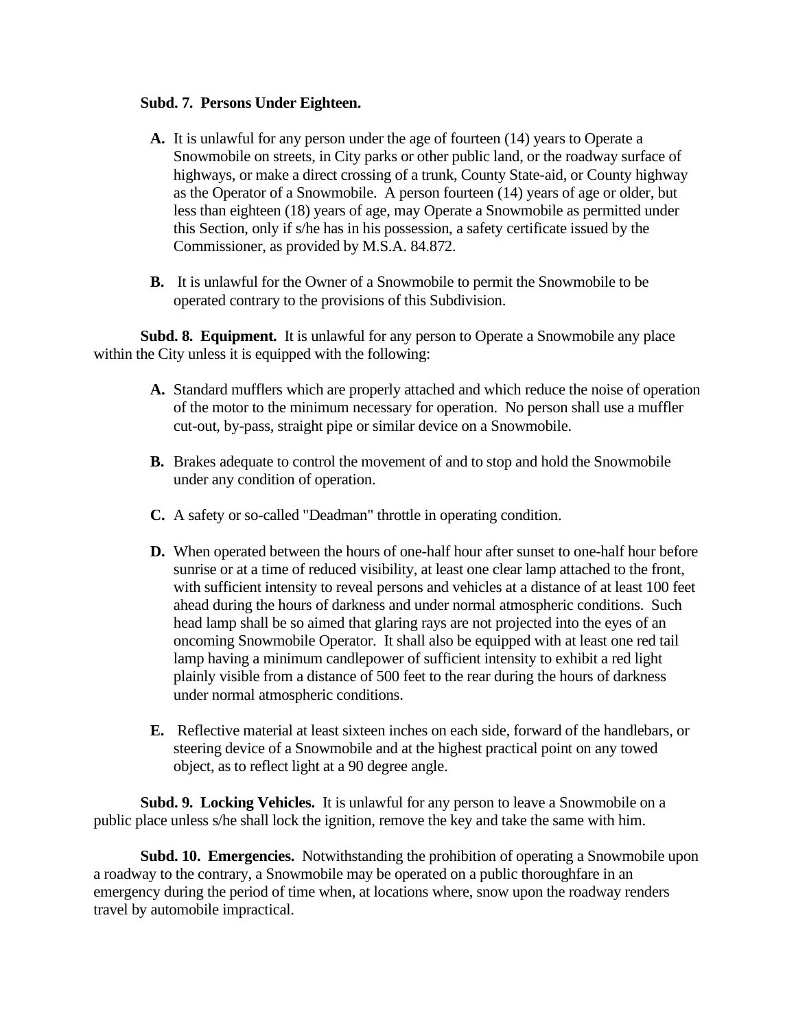**Subd. 7. Persons Under Eighteen.**

**A.** It is unlawful for any person under the age of fourteen (14) years to Operate a Snowmobile on streets, in City parks or other public land, or the roadway surface of highways, or make a direct crossing of a trunk, County State-aid, or County highway as the Operator of a Snowmobile. A person fourteen (14) years of age or older, but less than eighteen (18) years of age, may Operate a Snowmobile as permitted under this Section, only if s/he has in his possession, a safety certificate issued by the Commissioner, as provided by M.S.A. 84.872.

**B.** It is unlawful for the Owner of a Snowmobile to permit the Snowmobile to be operated contrary to the provisions of this Subdivision.

**Subd. 8. Equipment.** It is unlawful for any person to Operate a Snowmobile any place within the City unless it is equipped with the following:

**A.** Standard mufflers which are properly attached and which reduce the noise of operation of the motor to the minimum necessary for operation. No person shall use a muffler cut-out, by-pass, straight pipe or similar device on a Snowmobile.

**B.** Brakes adequate to control the movement of and to stop and hold the Snowmobile under any condition of operation.

**C.** A safety or so-called "Deadman" throttle in operating condition.

**D.** When operated between the hours of one-half hour after sunset to one-half hour before sunrise or at a time of reduced visibility, at least one clear lamp attached to the front, with sufficient intensity to reveal persons and vehicles at a distance of at least 100 feet ahead during the hours of darkness and under normal atmospheric conditions. Such head lamp shall be so aimed that glaring rays are not projected into the eyes of an oncoming Snowmobile Operator. It shall also be equipped with at least one red tail lamp having a minimum candlepower of sufficient intensity to exhibit a red light plainly visible from a distance of 500 feet to the rear during the hours of darkness under normal atmospheric conditions.

**E.** Reflective material at least sixteen inches on each side, forward of the handlebars, or steering device of a Snowmobile and at the highest practical point on any towed object, as to reflect light at a 90 degree angle.

**Subd. 9. Locking Vehicles.** It is unlawful for any person to leave a Snowmobile on a public place unless s/he shall lock the ignition, remove the key and take the same with him.

**Subd. 10. Emergencies.** Notwithstanding the prohibition of operating a Snowmobile upon a roadway to the contrary, a Snowmobile may be operated on a public thoroughfare in an emergency during the period of time when, at locations where, snow upon the roadway renders travel by automobile impractical.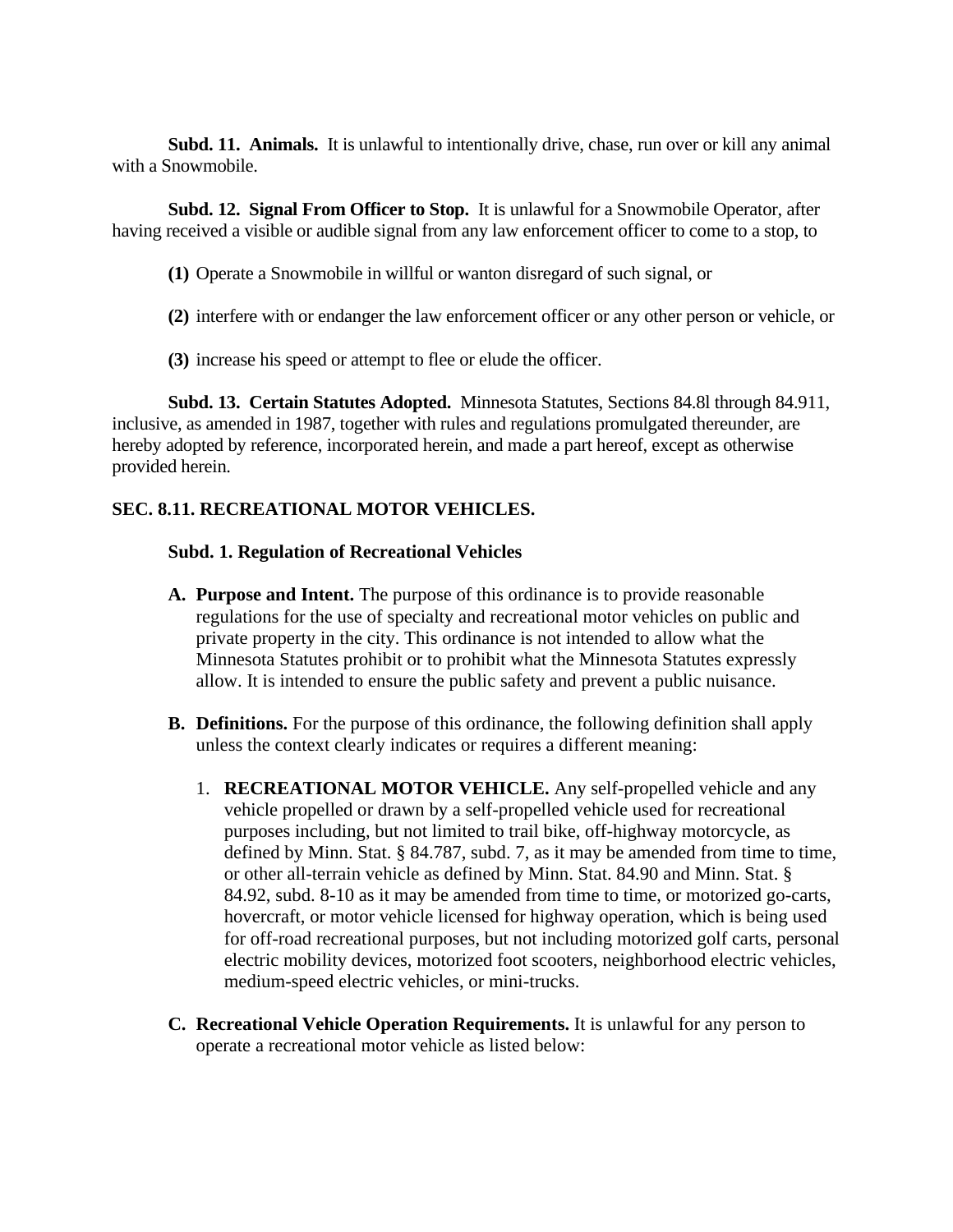**Subd. 11. Animals.** It is unlawful to intentionally drive, chase, run over or kill any animal with a Snowmobile.

**Subd. 12. Signal From Officer to Stop.** It is unlawful for a Snowmobile Operator, after having received a visible or audible signal from any law enforcement officer to come to a stop, to

**(1)** Operate a Snowmobile in willful or wanton disregard of such signal, or

**(2)** interfere with or endanger the law enforcement officer or any other person or vehicle, or

**(3)** increase his speed or attempt to flee or elude the officer.

**Subd. 13. Certain Statutes Adopted.** Minnesota Statutes, Sections 84.8l through 84.911, inclusive, as amended in 1987, together with rules and regulations promulgated thereunder, are hereby adopted by reference, incorporated herein, and made a part hereof, except as otherwise provided herein.

## SEC. 8.11. RECREATIONAL MOTOR VEHICLES.

### Subd. 1. Regulation of Recreational Vehicles

**A. Purpose and Intent.** The purpose of this ordinance is to provide reasonable regulations for the use of specialty and recreational motor vehicles on public and private property in the city. This ordinance is not intended to allow what the Minnesota Statutes prohibit or to prohibit what the Minnesota Statutes expressly allow. It is intended to ensure the public safety and prevent a public nuisance.

**B. Definitions.** For the purpose of this ordinance, the following definition shall apply unless the context clearly indicates or requires a different meaning:

1. **RECREATIONAL MOTOR VEHICLE.** Any self-propelled vehicle and any vehicle propelled or drawn by a self-propelled vehicle used for recreational purposes including, but not limited to trail bike, off-highway motorcycle, as defined by Minn. Stat. § 84.787, subd. 7, as it may be amended from time to time, or other all-terrain vehicle as defined by Minn. Stat. 84.90 and Minn. Stat. § 84.92, subd. 8-10 as it may be amended from time to time, or motorized go-carts, hovercraft, or motor vehicle licensed for highway operation, which is being used for off-road recreational purposes, but not including motorized golf carts, personal electric mobility devices, motorized foot scooters, neighborhood electric vehicles, medium-speed electric vehicles, or mini-trucks.

**C. Recreational Vehicle Operation Requirements.** It is unlawful for any person to operate a recreational motor vehicle as listed below: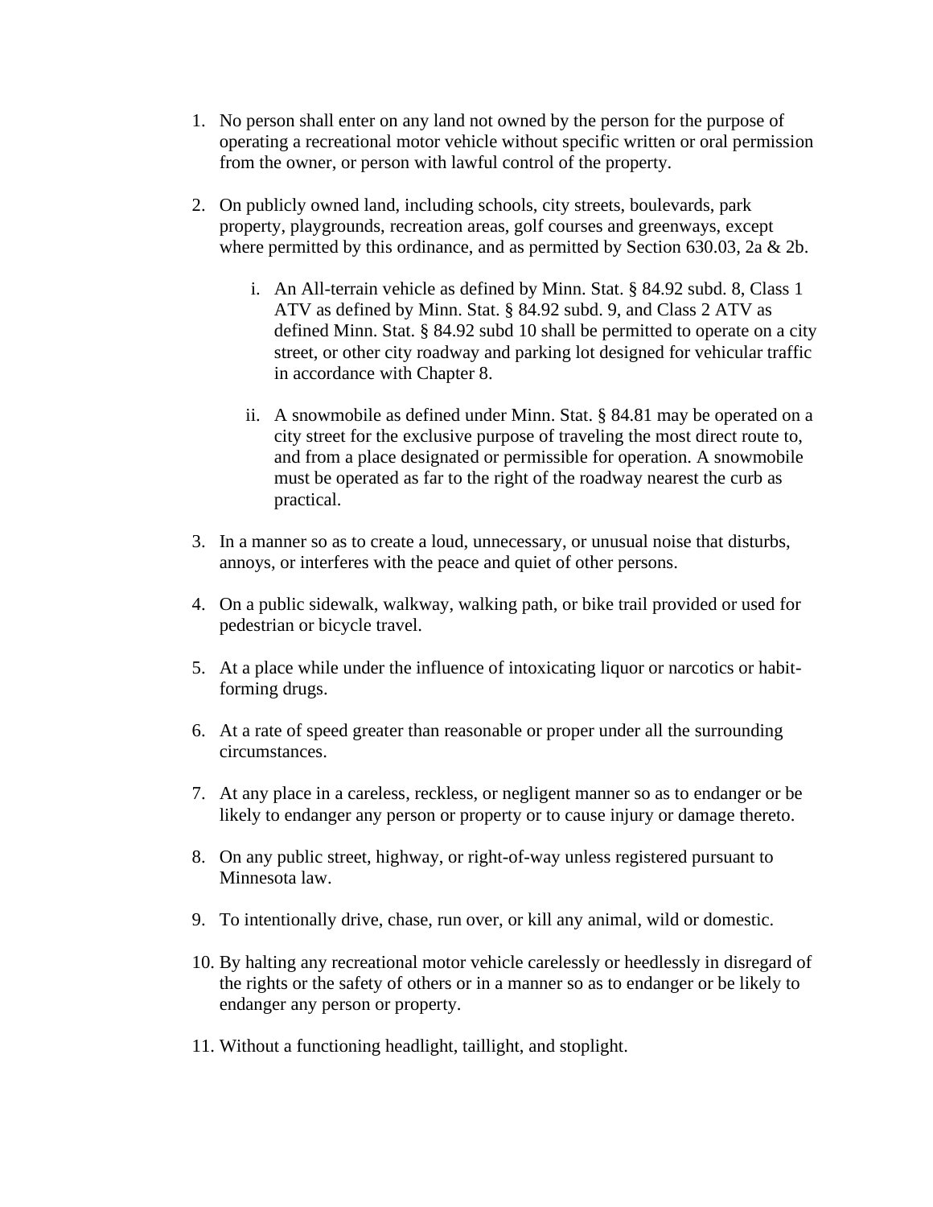1. No person shall enter on any land not owned by the person for the purpose of operating a recreational motor vehicle without specific written or oral permission from the owner, or person with lawful control of the property.

2. On publicly owned land, including schools, city streets, boulevards, park property, playgrounds, recreation areas, golf courses and greenways, except where permitted by this ordinance, and as permitted by Section 630.03, 2a & 2b.

   i. An All-terrain vehicle as defined by Minn. Stat. § 84.92 subd. 8, Class 1 ATV as defined by Minn. Stat. § 84.92 subd. 9, and Class 2 ATV as defined Minn. Stat. § 84.92 subd 10 shall be permitted to operate on a city street, or other city roadway and parking lot designed for vehicular traffic in accordance with Chapter 8.

   ii. A snowmobile as defined under Minn. Stat. § 84.81 may be operated on a city street for the exclusive purpose of traveling the most direct route to, and from a place designated or permissible for operation. A snowmobile must be operated as far to the right of the roadway nearest the curb as practical.

3. In a manner so as to create a loud, unnecessary, or unusual noise that disturbs, annoys, or interferes with the peace and quiet of other persons.

4. On a public sidewalk, walkway, walking path, or bike trail provided or used for pedestrian or bicycle travel.

5. At a place while under the influence of intoxicating liquor or narcotics or habit-forming drugs.

6. At a rate of speed greater than reasonable or proper under all the surrounding circumstances.

7. At any place in a careless, reckless, or negligent manner so as to endanger or be likely to endanger any person or property or to cause injury or damage thereto.

8. On any public street, highway, or right-of-way unless registered pursuant to Minnesota law.

9. To intentionally drive, chase, run over, or kill any animal, wild or domestic.

10. By halting any recreational motor vehicle carelessly or heedlessly in disregard of the rights or the safety of others or in a manner so as to endanger or be likely to endanger any person or property.

11. Without a functioning headlight, taillight, and stoplight.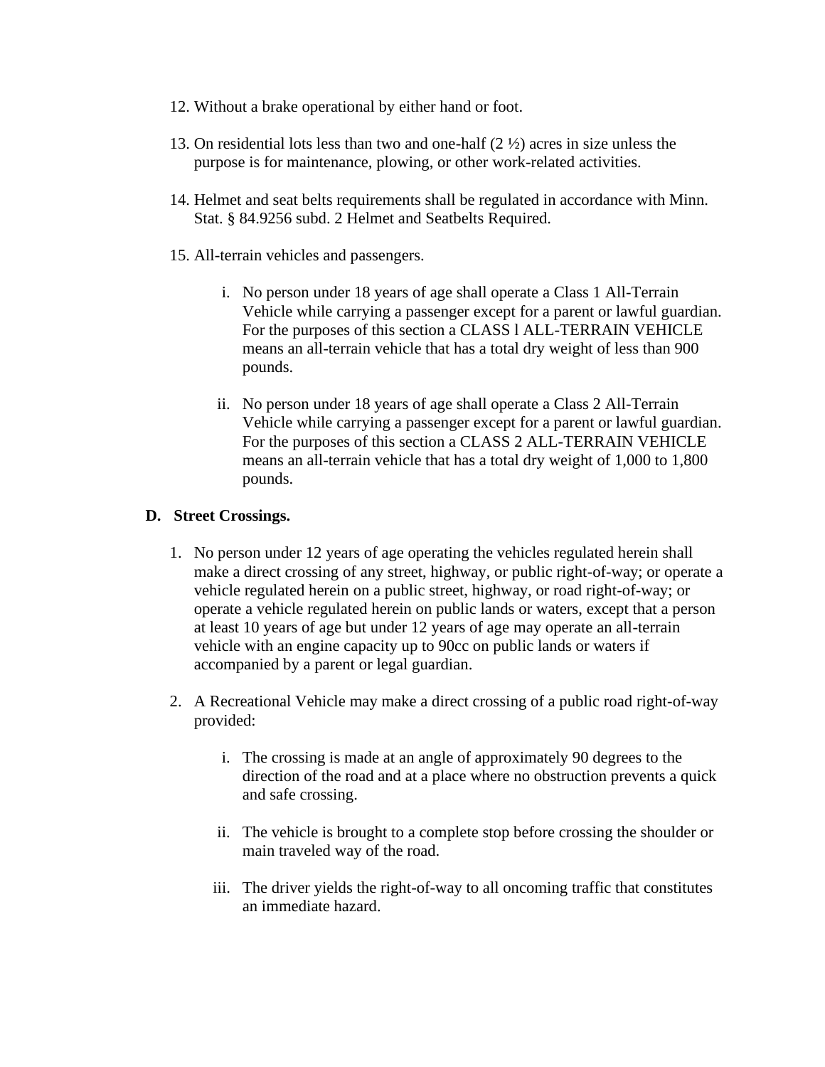12. Without a brake operational by either hand or foot.

13. On residential lots less than two and one-half (2 ½) acres in size unless the purpose is for maintenance, plowing, or other work-related activities.

14. Helmet and seat belts requirements shall be regulated in accordance with Minn. Stat. § 84.9256 subd. 2 Helmet and Seatbelts Required.

15. All-terrain vehicles and passengers.

    i. No person under 18 years of age shall operate a Class 1 All-Terrain Vehicle while carrying a passenger except for a parent or lawful guardian. For the purposes of this section a CLASS l ALL-TERRAIN VEHICLE means an all-terrain vehicle that has a total dry weight of less than 900 pounds.

    ii. No person under 18 years of age shall operate a Class 2 All-Terrain Vehicle while carrying a passenger except for a parent or lawful guardian. For the purposes of this section a CLASS 2 ALL-TERRAIN VEHICLE means an all-terrain vehicle that has a total dry weight of 1,000 to 1,800 pounds.

**D. Street Crossings.**

1. No person under 12 years of age operating the vehicles regulated herein shall make a direct crossing of any street, highway, or public right-of-way; or operate a vehicle regulated herein on a public street, highway, or road right-of-way; or operate a vehicle regulated herein on public lands or waters, except that a person at least 10 years of age but under 12 years of age may operate an all-terrain vehicle with an engine capacity up to 90cc on public lands or waters if accompanied by a parent or legal guardian.

2. A Recreational Vehicle may make a direct crossing of a public road right-of-way provided:

    i. The crossing is made at an angle of approximately 90 degrees to the direction of the road and at a place where no obstruction prevents a quick and safe crossing.

    ii. The vehicle is brought to a complete stop before crossing the shoulder or main traveled way of the road.

    iii. The driver yields the right-of-way to all oncoming traffic that constitutes an immediate hazard.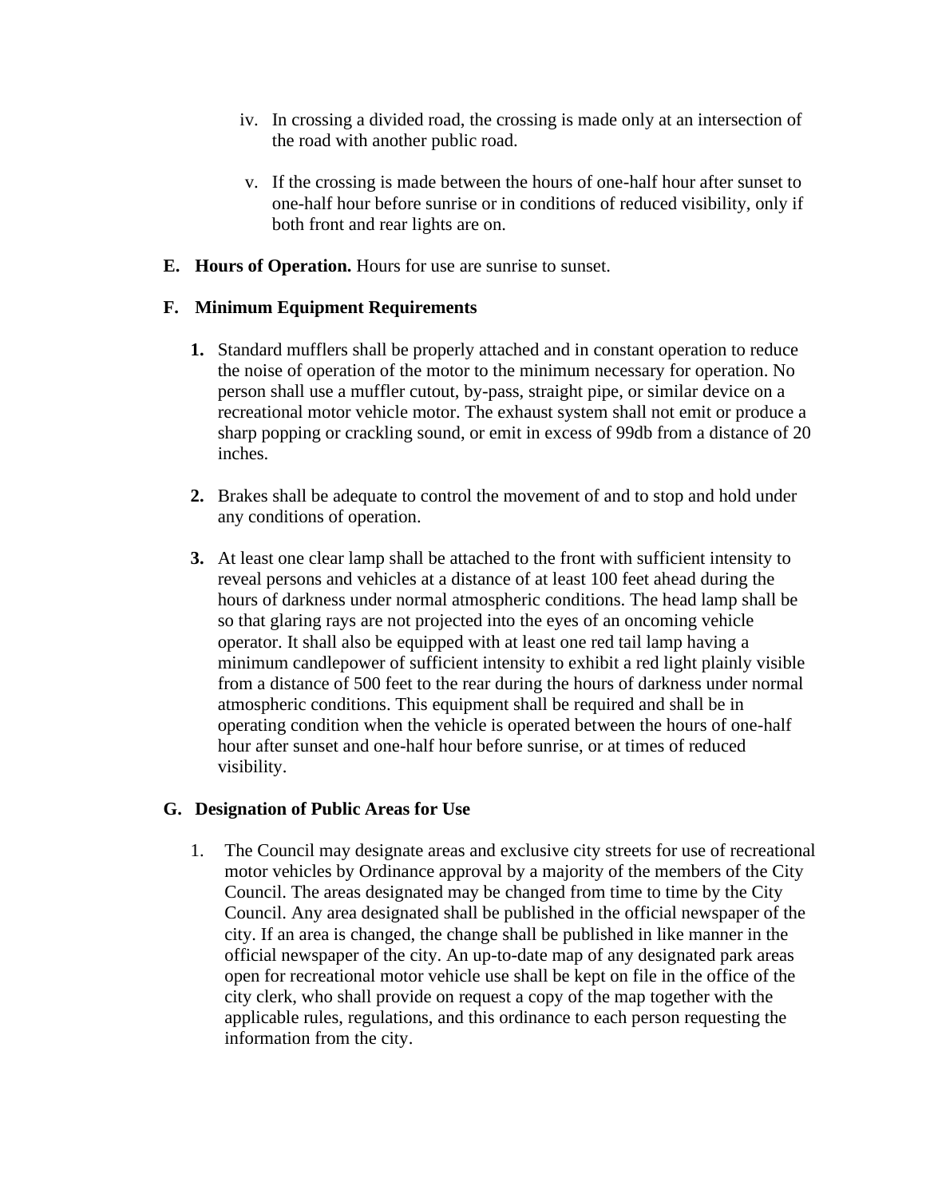iv. In crossing a divided road, the crossing is made only at an intersection of the road with another public road.

v. If the crossing is made between the hours of one-half hour after sunset to one-half hour before sunrise or in conditions of reduced visibility, only if both front and rear lights are on.

**E. Hours of Operation.** Hours for use are sunrise to sunset.

**F. Minimum Equipment Requirements**

**1.** Standard mufflers shall be properly attached and in constant operation to reduce the noise of operation of the motor to the minimum necessary for operation. No person shall use a muffler cutout, by-pass, straight pipe, or similar device on a recreational motor vehicle motor. The exhaust system shall not emit or produce a sharp popping or crackling sound, or emit in excess of 99db from a distance of 20 inches.

**2.** Brakes shall be adequate to control the movement of and to stop and hold under any conditions of operation.

**3.** At least one clear lamp shall be attached to the front with sufficient intensity to reveal persons and vehicles at a distance of at least 100 feet ahead during the hours of darkness under normal atmospheric conditions. The head lamp shall be so that glaring rays are not projected into the eyes of an oncoming vehicle operator. It shall also be equipped with at least one red tail lamp having a minimum candlepower of sufficient intensity to exhibit a red light plainly visible from a distance of 500 feet to the rear during the hours of darkness under normal atmospheric conditions. This equipment shall be required and shall be in operating condition when the vehicle is operated between the hours of one-half hour after sunset and one-half hour before sunrise, or at times of reduced visibility.

**G. Designation of Public Areas for Use**

1. The Council may designate areas and exclusive city streets for use of recreational motor vehicles by Ordinance approval by a majority of the members of the City Council. The areas designated may be changed from time to time by the City Council. Any area designated shall be published in the official newspaper of the city. If an area is changed, the change shall be published in like manner in the official newspaper of the city. An up-to-date map of any designated park areas open for recreational motor vehicle use shall be kept on file in the office of the city clerk, who shall provide on request a copy of the map together with the applicable rules, regulations, and this ordinance to each person requesting the information from the city.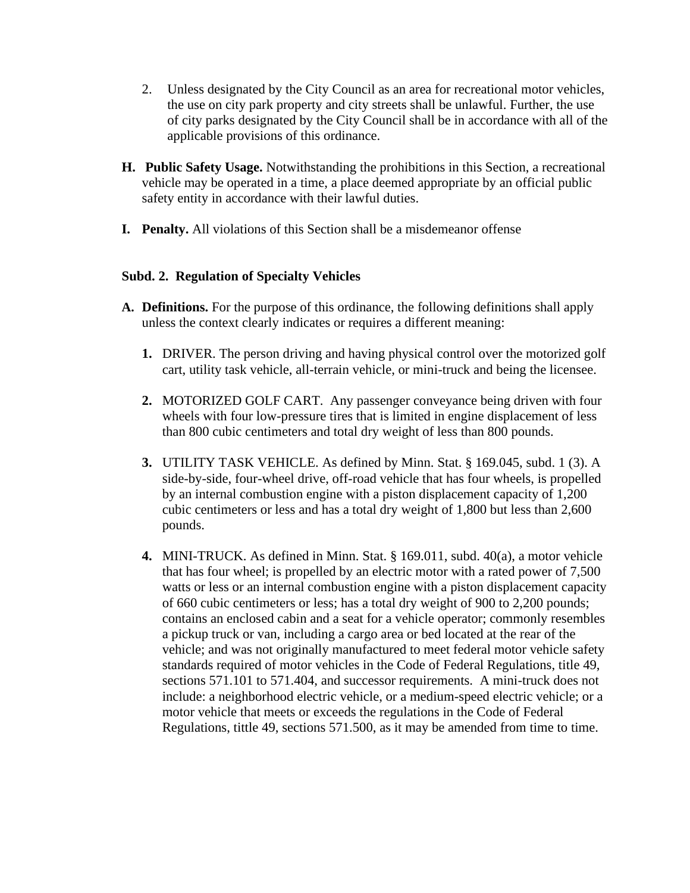2. Unless designated by the City Council as an area for recreational motor vehicles, the use on city park property and city streets shall be unlawful. Further, the use of city parks designated by the City Council shall be in accordance with all of the applicable provisions of this ordinance.

**H. Public Safety Usage.** Notwithstanding the prohibitions in this Section, a recreational vehicle may be operated in a time, a place deemed appropriate by an official public safety entity in accordance with their lawful duties.

**I. Penalty.** All violations of this Section shall be a misdemeanor offense

**Subd. 2. Regulation of Specialty Vehicles**

**A. Definitions.** For the purpose of this ordinance, the following definitions shall apply unless the context clearly indicates or requires a different meaning:

**1.** DRIVER. The person driving and having physical control over the motorized golf cart, utility task vehicle, all-terrain vehicle, or mini-truck and being the licensee.

**2.** MOTORIZED GOLF CART. Any passenger conveyance being driven with four wheels with four low-pressure tires that is limited in engine displacement of less than 800 cubic centimeters and total dry weight of less than 800 pounds.

**3.** UTILITY TASK VEHICLE. As defined by Minn. Stat. § 169.045, subd. 1 (3). A side-by-side, four-wheel drive, off-road vehicle that has four wheels, is propelled by an internal combustion engine with a piston displacement capacity of 1,200 cubic centimeters or less and has a total dry weight of 1,800 but less than 2,600 pounds.

**4.** MINI-TRUCK. As defined in Minn. Stat. § 169.011, subd. 40(a), a motor vehicle that has four wheel; is propelled by an electric motor with a rated power of 7,500 watts or less or an internal combustion engine with a piston displacement capacity of 660 cubic centimeters or less; has a total dry weight of 900 to 2,200 pounds; contains an enclosed cabin and a seat for a vehicle operator; commonly resembles a pickup truck or van, including a cargo area or bed located at the rear of the vehicle; and was not originally manufactured to meet federal motor vehicle safety standards required of motor vehicles in the Code of Federal Regulations, title 49, sections 571.101 to 571.404, and successor requirements. A mini-truck does not include: a neighborhood electric vehicle, or a medium-speed electric vehicle; or a motor vehicle that meets or exceeds the regulations in the Code of Federal Regulations, tittle 49, sections 571.500, as it may be amended from time to time.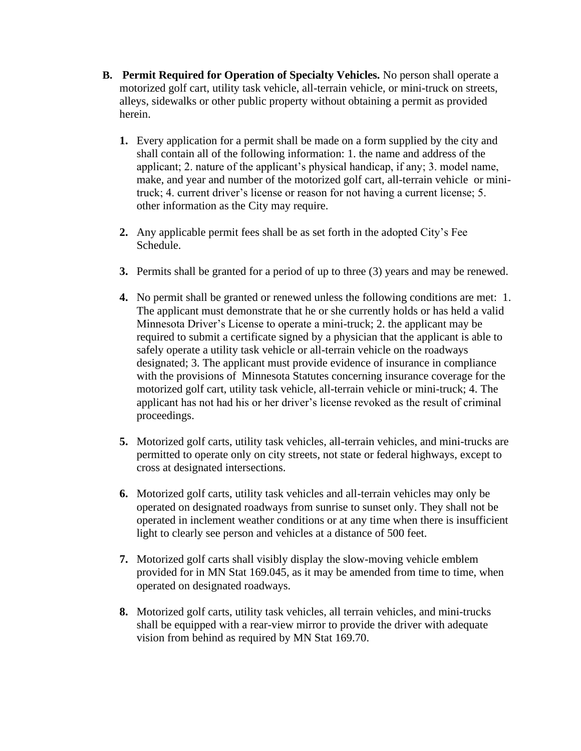**B. Permit Required for Operation of Specialty Vehicles.** No person shall operate a motorized golf cart, utility task vehicle, all-terrain vehicle, or mini-truck on streets, alleys, sidewalks or other public property without obtaining a permit as provided herein.

1. Every application for a permit shall be made on a form supplied by the city and shall contain all of the following information: 1. the name and address of the applicant; 2. nature of the applicant's physical handicap, if any; 3. model name, make, and year and number of the motorized golf cart, all-terrain vehicle or mini-truck; 4. current driver's license or reason for not having a current license; 5. other information as the City may require.

2. Any applicable permit fees shall be as set forth in the adopted City's Fee Schedule.

3. Permits shall be granted for a period of up to three (3) years and may be renewed.

4. No permit shall be granted or renewed unless the following conditions are met: 1. The applicant must demonstrate that he or she currently holds or has held a valid Minnesota Driver's License to operate a mini-truck; 2. the applicant may be required to submit a certificate signed by a physician that the applicant is able to safely operate a utility task vehicle or all-terrain vehicle on the roadways designated; 3. The applicant must provide evidence of insurance in compliance with the provisions of Minnesota Statutes concerning insurance coverage for the motorized golf cart, utility task vehicle, all-terrain vehicle or mini-truck; 4. The applicant has not had his or her driver's license revoked as the result of criminal proceedings.

5. Motorized golf carts, utility task vehicles, all-terrain vehicles, and mini-trucks are permitted to operate only on city streets, not state or federal highways, except to cross at designated intersections.

6. Motorized golf carts, utility task vehicles and all-terrain vehicles may only be operated on designated roadways from sunrise to sunset only. They shall not be operated in inclement weather conditions or at any time when there is insufficient light to clearly see person and vehicles at a distance of 500 feet.

7. Motorized golf carts shall visibly display the slow-moving vehicle emblem provided for in MN Stat 169.045, as it may be amended from time to time, when operated on designated roadways.

8. Motorized golf carts, utility task vehicles, all terrain vehicles, and mini-trucks shall be equipped with a rear-view mirror to provide the driver with adequate vision from behind as required by MN Stat 169.70.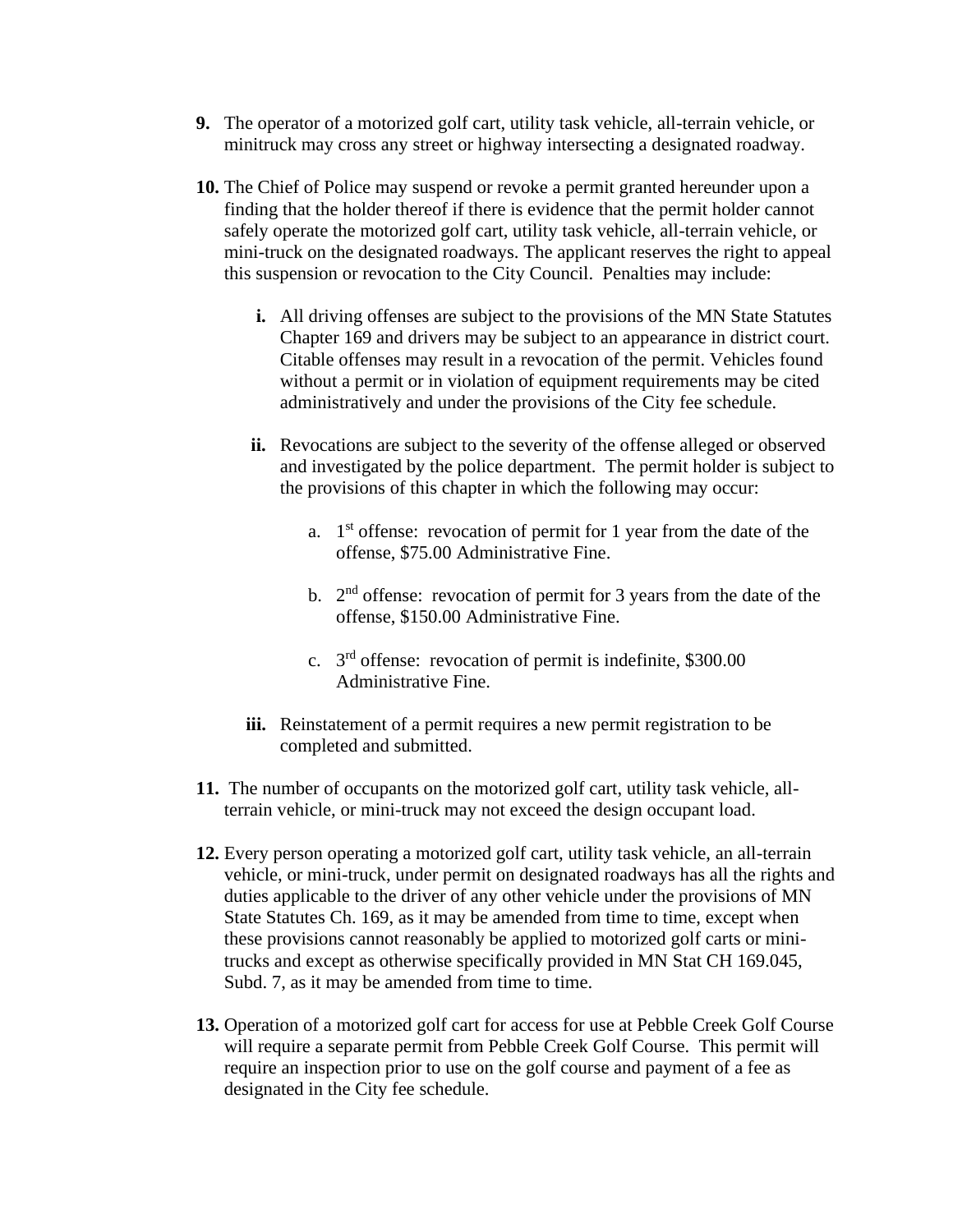**9.** The operator of a motorized golf cart, utility task vehicle, all-terrain vehicle, or minitruck may cross any street or highway intersecting a designated roadway.

**10.** The Chief of Police may suspend or revoke a permit granted hereunder upon a finding that the holder thereof if there is evidence that the permit holder cannot safely operate the motorized golf cart, utility task vehicle, all-terrain vehicle, or mini-truck on the designated roadways. The applicant reserves the right to appeal this suspension or revocation to the City Council. Penalties may include:

**i.** All driving offenses are subject to the provisions of the MN State Statutes Chapter 169 and drivers may be subject to an appearance in district court. Citable offenses may result in a revocation of the permit. Vehicles found without a permit or in violation of equipment requirements may be cited administratively and under the provisions of the City fee schedule.

**ii.** Revocations are subject to the severity of the offense alleged or observed and investigated by the police department. The permit holder is subject to the provisions of this chapter in which the following may occur:

a. 1st offense: revocation of permit for 1 year from the date of the offense, $75.00 Administrative Fine.

b. 2nd offense: revocation of permit for 3 years from the date of the offense, $150.00 Administrative Fine.

c. 3rd offense: revocation of permit is indefinite, $300.00 Administrative Fine.

**iii.** Reinstatement of a permit requires a new permit registration to be completed and submitted.

**11.** The number of occupants on the motorized golf cart, utility task vehicle, all-terrain vehicle, or mini-truck may not exceed the design occupant load.

**12.** Every person operating a motorized golf cart, utility task vehicle, an all-terrain vehicle, or mini-truck, under permit on designated roadways has all the rights and duties applicable to the driver of any other vehicle under the provisions of MN State Statutes Ch. 169, as it may be amended from time to time, except when these provisions cannot reasonably be applied to motorized golf carts or mini-trucks and except as otherwise specifically provided in MN Stat CH 169.045, Subd. 7, as it may be amended from time to time.

**13.** Operation of a motorized golf cart for access for use at Pebble Creek Golf Course will require a separate permit from Pebble Creek Golf Course. This permit will require an inspection prior to use on the golf course and payment of a fee as designated in the City fee schedule.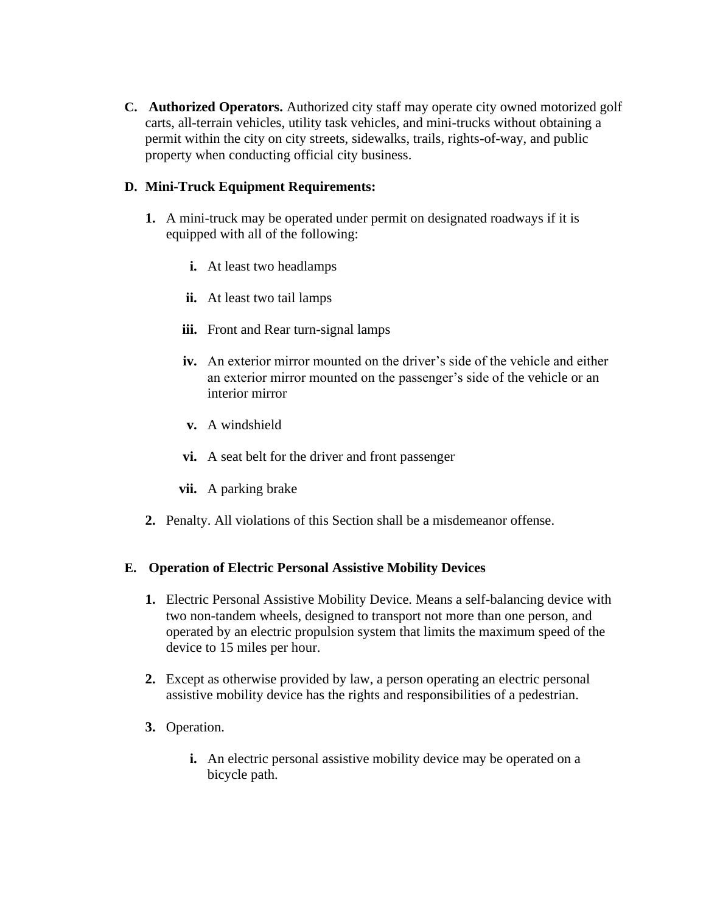**C. Authorized Operators.** Authorized city staff may operate city owned motorized golf carts, all-terrain vehicles, utility task vehicles, and mini-trucks without obtaining a permit within the city on city streets, sidewalks, trails, rights-of-way, and public property when conducting official city business.

**D. Mini-Truck Equipment Requirements:**

**1.** A mini-truck may be operated under permit on designated roadways if it is equipped with all of the following:

**i.** At least two headlamps

**ii.** At least two tail lamps

**iii.** Front and Rear turn-signal lamps

**iv.** An exterior mirror mounted on the driver's side of the vehicle and either an exterior mirror mounted on the passenger's side of the vehicle or an interior mirror

**v.** A windshield

**vi.** A seat belt for the driver and front passenger

**vii.** A parking brake

**2.** Penalty. All violations of this Section shall be a misdemeanor offense.

**E. Operation of Electric Personal Assistive Mobility Devices**

**1.** Electric Personal Assistive Mobility Device. Means a self-balancing device with two non-tandem wheels, designed to transport not more than one person, and operated by an electric propulsion system that limits the maximum speed of the device to 15 miles per hour.

**2.** Except as otherwise provided by law, a person operating an electric personal assistive mobility device has the rights and responsibilities of a pedestrian.

**3.** Operation.

**i.** An electric personal assistive mobility device may be operated on a bicycle path.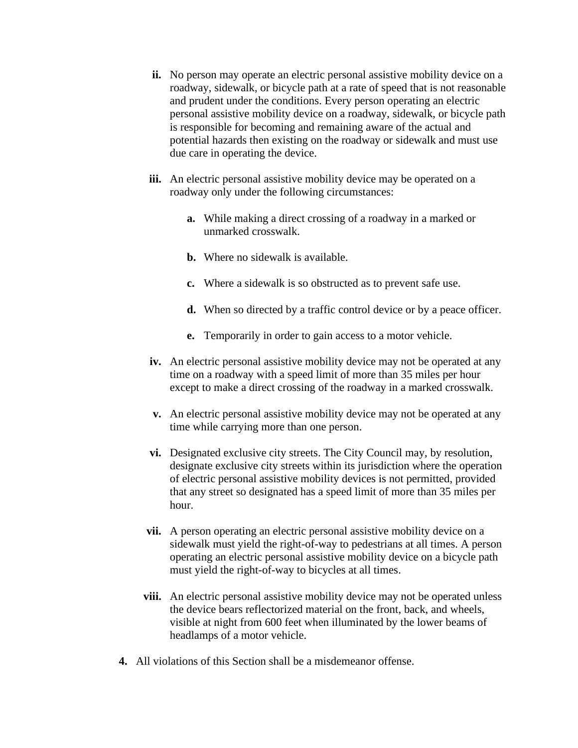**ii.** No person may operate an electric personal assistive mobility device on a roadway, sidewalk, or bicycle path at a rate of speed that is not reasonable and prudent under the conditions. Every person operating an electric personal assistive mobility device on a roadway, sidewalk, or bicycle path is responsible for becoming and remaining aware of the actual and potential hazards then existing on the roadway or sidewalk and must use due care in operating the device.

**iii.** An electric personal assistive mobility device may be operated on a roadway only under the following circumstances:

- **a.** While making a direct crossing of a roadway in a marked or unmarked crosswalk.
- **b.** Where no sidewalk is available.
- **c.** Where a sidewalk is so obstructed as to prevent safe use.
- **d.** When so directed by a traffic control device or by a peace officer.
- **e.** Temporarily in order to gain access to a motor vehicle.

**iv.** An electric personal assistive mobility device may not be operated at any time on a roadway with a speed limit of more than 35 miles per hour except to make a direct crossing of the roadway in a marked crosswalk.

**v.** An electric personal assistive mobility device may not be operated at any time while carrying more than one person.

**vi.** Designated exclusive city streets. The City Council may, by resolution, designate exclusive city streets within its jurisdiction where the operation of electric personal assistive mobility devices is not permitted, provided that any street so designated has a speed limit of more than 35 miles per hour.

**vii.** A person operating an electric personal assistive mobility device on a sidewalk must yield the right-of-way to pedestrians at all times. A person operating an electric personal assistive mobility device on a bicycle path must yield the right-of-way to bicycles at all times.

**viii.** An electric personal assistive mobility device may not be operated unless the device bears reflectorized material on the front, back, and wheels, visible at night from 600 feet when illuminated by the lower beams of headlamps of a motor vehicle.

**4.** All violations of this Section shall be a misdemeanor offense.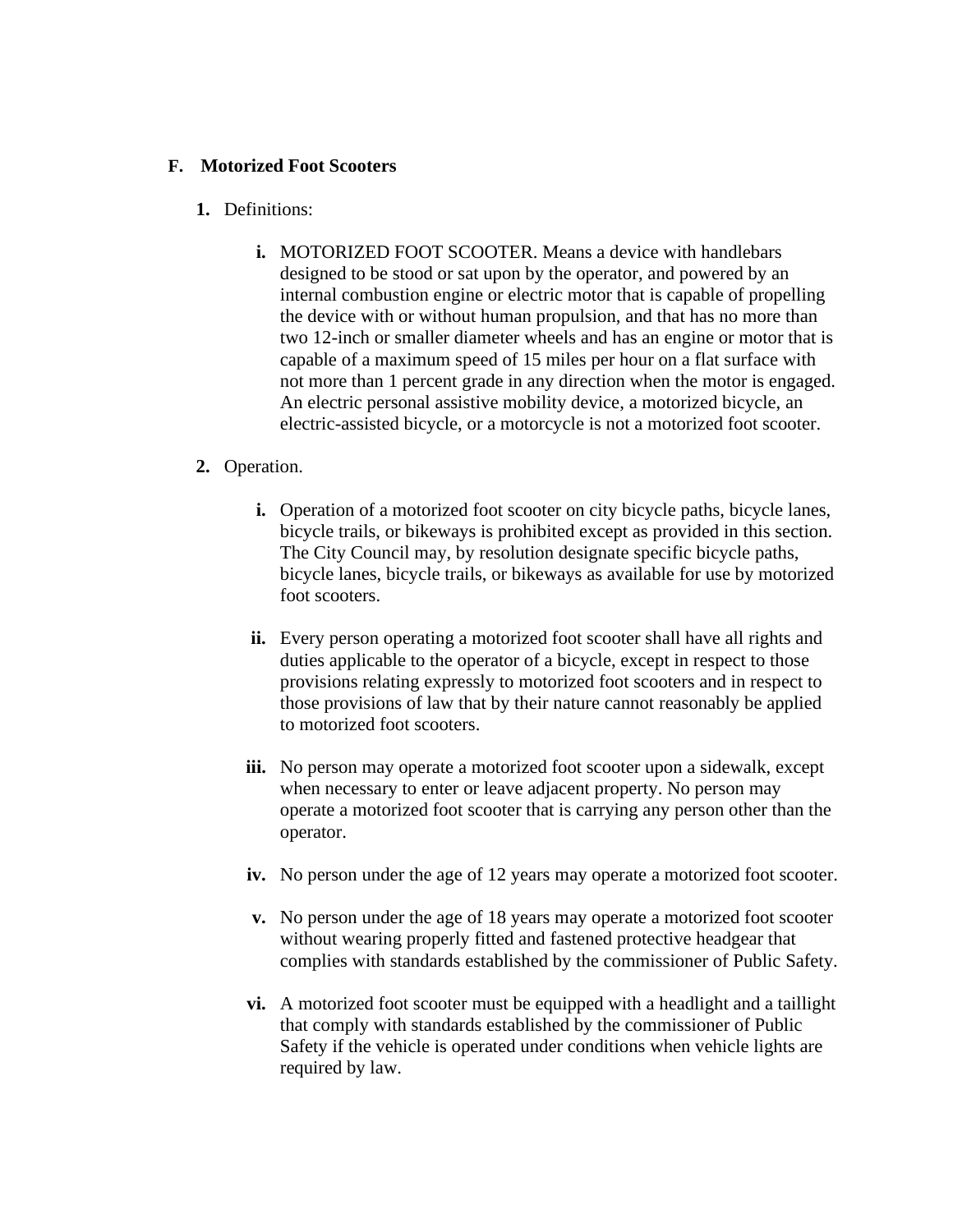**F. Motorized Foot Scooters**

**1.** Definitions:

**i.** MOTORIZED FOOT SCOOTER. Means a device with handlebars designed to be stood or sat upon by the operator, and powered by an internal combustion engine or electric motor that is capable of propelling the device with or without human propulsion, and that has no more than two 12-inch or smaller diameter wheels and has an engine or motor that is capable of a maximum speed of 15 miles per hour on a flat surface with not more than 1 percent grade in any direction when the motor is engaged. An electric personal assistive mobility device, a motorized bicycle, an electric-assisted bicycle, or a motorcycle is not a motorized foot scooter.

**2.** Operation.

**i.** Operation of a motorized foot scooter on city bicycle paths, bicycle lanes, bicycle trails, or bikeways is prohibited except as provided in this section. The City Council may, by resolution designate specific bicycle paths, bicycle lanes, bicycle trails, or bikeways as available for use by motorized foot scooters.

**ii.** Every person operating a motorized foot scooter shall have all rights and duties applicable to the operator of a bicycle, except in respect to those provisions relating expressly to motorized foot scooters and in respect to those provisions of law that by their nature cannot reasonably be applied to motorized foot scooters.

**iii.** No person may operate a motorized foot scooter upon a sidewalk, except when necessary to enter or leave adjacent property. No person may operate a motorized foot scooter that is carrying any person other than the operator.

**iv.** No person under the age of 12 years may operate a motorized foot scooter.

**v.** No person under the age of 18 years may operate a motorized foot scooter without wearing properly fitted and fastened protective headgear that complies with standards established by the commissioner of Public Safety.

**vi.** A motorized foot scooter must be equipped with a headlight and a taillight that comply with standards established by the commissioner of Public Safety if the vehicle is operated under conditions when vehicle lights are required by law.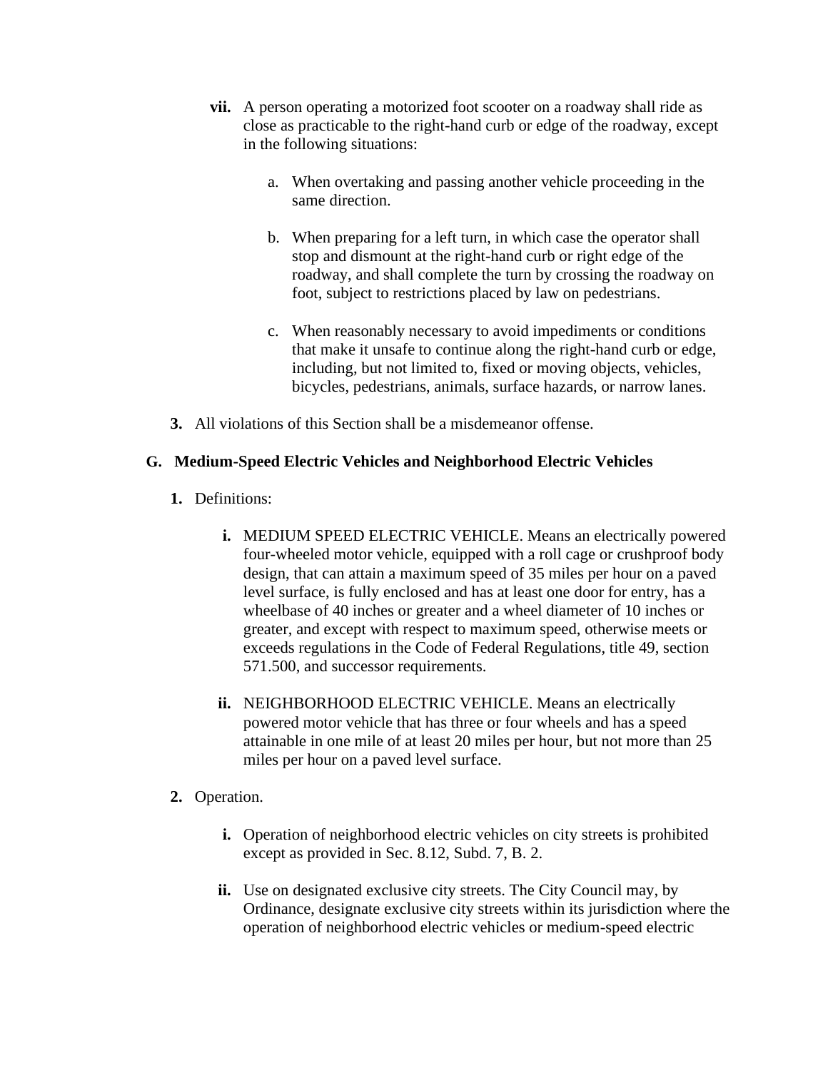**vii.** A person operating a motorized foot scooter on a roadway shall ride as close as practicable to the right-hand curb or edge of the roadway, except in the following situations:

a. When overtaking and passing another vehicle proceeding in the same direction.

b. When preparing for a left turn, in which case the operator shall stop and dismount at the right-hand curb or right edge of the roadway, and shall complete the turn by crossing the roadway on foot, subject to restrictions placed by law on pedestrians.

c. When reasonably necessary to avoid impediments or conditions that make it unsafe to continue along the right-hand curb or edge, including, but not limited to, fixed or moving objects, vehicles, bicycles, pedestrians, animals, surface hazards, or narrow lanes.

**3.** All violations of this Section shall be a misdemeanor offense.

**G. Medium-Speed Electric Vehicles and Neighborhood Electric Vehicles**

**1.** Definitions:

**i.** MEDIUM SPEED ELECTRIC VEHICLE. Means an electrically powered four-wheeled motor vehicle, equipped with a roll cage or crushproof body design, that can attain a maximum speed of 35 miles per hour on a paved level surface, is fully enclosed and has at least one door for entry, has a wheelbase of 40 inches or greater and a wheel diameter of 10 inches or greater, and except with respect to maximum speed, otherwise meets or exceeds regulations in the Code of Federal Regulations, title 49, section 571.500, and successor requirements.

**ii.** NEIGHBORHOOD ELECTRIC VEHICLE. Means an electrically powered motor vehicle that has three or four wheels and has a speed attainable in one mile of at least 20 miles per hour, but not more than 25 miles per hour on a paved level surface.

**2.** Operation.

**i.** Operation of neighborhood electric vehicles on city streets is prohibited except as provided in Sec. 8.12, Subd. 7, B. 2.

**ii.** Use on designated exclusive city streets. The City Council may, by Ordinance, designate exclusive city streets within its jurisdiction where the operation of neighborhood electric vehicles or medium-speed electric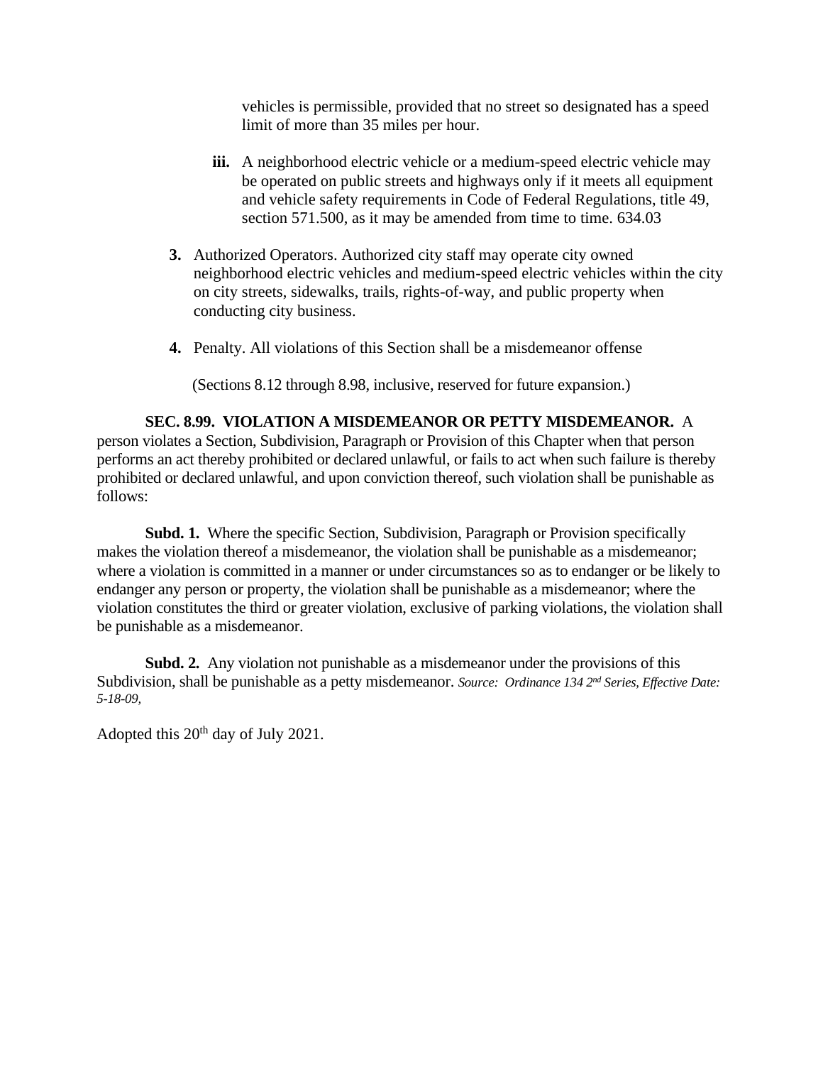vehicles is permissible, provided that no street so designated has a speed limit of more than 35 miles per hour.

**iii.** A neighborhood electric vehicle or a medium-speed electric vehicle may be operated on public streets and highways only if it meets all equipment and vehicle safety requirements in Code of Federal Regulations, title 49, section 571.500, as it may be amended from time to time. 634.03

**3.** Authorized Operators. Authorized city staff may operate city owned neighborhood electric vehicles and medium-speed electric vehicles within the city on city streets, sidewalks, trails, rights-of-way, and public property when conducting city business.

**4.** Penalty. All violations of this Section shall be a misdemeanor offense

(Sections 8.12 through 8.98, inclusive, reserved for future expansion.)

**SEC. 8.99. VIOLATION A MISDEMEANOR OR PETTY MISDEMEANOR.** A person violates a Section, Subdivision, Paragraph or Provision of this Chapter when that person performs an act thereby prohibited or declared unlawful, or fails to act when such failure is thereby prohibited or declared unlawful, and upon conviction thereof, such violation shall be punishable as follows:

**Subd. 1.** Where the specific Section, Subdivision, Paragraph or Provision specifically makes the violation thereof a misdemeanor, the violation shall be punishable as a misdemeanor; where a violation is committed in a manner or under circumstances so as to endanger or be likely to endanger any person or property, the violation shall be punishable as a misdemeanor; where the violation constitutes the third or greater violation, exclusive of parking violations, the violation shall be punishable as a misdemeanor.

**Subd. 2.** Any violation not punishable as a misdemeanor under the provisions of this Subdivision, shall be punishable as a petty misdemeanor. *Source: Ordinance 134 2nd Series, Effective Date: 5-18-09,*

Adopted this 20th day of July 2021.